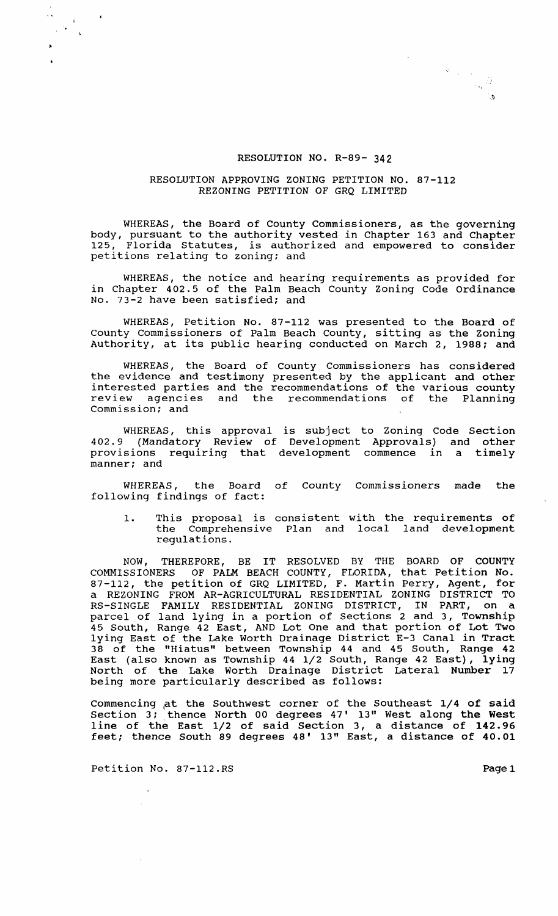# RESOLUTION NO. R-89- 342

## RESOLUTION APPROVING ZONING PETITION NO. 87-112
## REZONING PETITION OF GRQ LIMITED

WHEREAS, the Board of County Commissioners, as the governing body, pursuant to the authority vested in Chapter 163 and Chapter 125, Florida Statutes, is authorized and empowered to consider petitions relating to zoning; and

WHEREAS, the notice and hearing requirements as provided for in Chapter 402.5 of the Palm Beach County Zoning Code Ordinance No. 73-2 have been satisfied; and

WHEREAS, Petition No. 87-112 was presented to the Board of County Commissioners of Palm Beach County, sitting as the Zoning Authority, at its public hearing conducted on March 2, 1988; and

WHEREAS, the Board of County Commissioners has considered the evidence and testimony presented by the applicant and other interested parties and the recommendations of the various county review agencies and the recommendations of the Planning Commission; and

WHEREAS, this approval is subject to Zoning Code Section 402.9 (Mandatory Review of Development Approvals) and other provisions requiring that development commence in a timely manner; and

WHEREAS, the Board of County Commissioners made the following findings of fact:

1. This proposal is consistent with the requirements of the Comprehensive Plan and local land development regulations.

NOW, THEREFORE, BE IT RESOLVED BY THE BOARD OF COUNTY COMMISSIONERS OF PALM BEACH COUNTY, FLORIDA, that Petition No. 87-112, the petition of GRQ LIMITED, F. Martin Perry, Agent, for a REZONING FROM AR-AGRICULTURAL RESIDENTIAL ZONING DISTRICT TO RS-SINGLE FAMILY RESIDENTIAL ZONING DISTRICT, IN PART, on a parcel of land lying in a portion of Sections 2 and 3, Township 45 South, Range 42 East, AND Lot One and that portion of Lot Two lying East of the Lake Worth Drainage District E-3 Canal in Tract 38 of the "Hiatus" between Township 44 and 45 South, Range 42 East (also known as Township 44 1/2 South, Range 42 East), lying North of the Lake Worth Drainage District Lateral Number 17 being more particularly described as follows:

Commencing at the Southwest corner of the Southeast 1/4 of said Section 3; thence North 00 degrees 47' 13" West along the West line of the East 1/2 of said Section 3, a distance of 142.96 feet; thence South 89 degrees 48' 13" East, a distance of 40.01

Petition No. 87-112.RS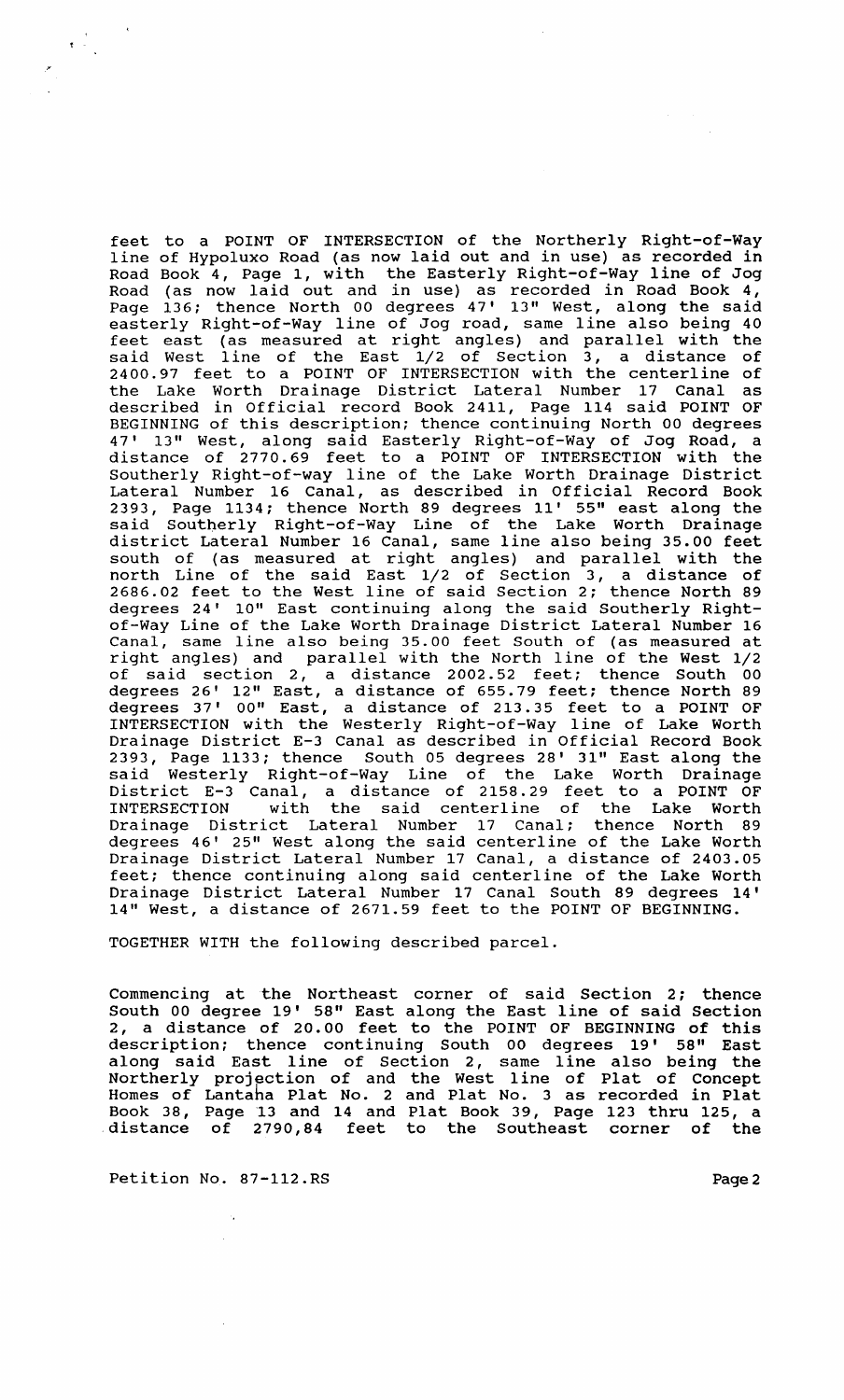feet to a POINT OF INTERSECTION of the Northerly Right-of-Way line of Hypoluxo Road (as now laid out and in use) as recorded in Road Book 4, Page 1, with the Easterly Right-of-Way line of Jog Road (as now laid out and in use) as recorded in Road Book 4, Page 136; thence North 00 degrees 47' 13" West, along the said easterly Right-of-Way line of Jog road, same line also being 40 feet east (as measured at right angles) and parallel with the said West line of the East 1/2 of Section 3, a distance of 2400.97 feet to a POINT OF INTERSECTION with the centerline of the Lake Worth Drainage District Lateral Number 17 Canal as described in Official record Book 2411, Page 114 said POINT OF BEGINNING of this description; thence continuing North 00 degrees 47' 13" West, along said Easterly Right-of-Way of Jog Road, a distance of 2770.69 feet to a POINT OF INTERSECTION with the Southerly Right-of-way line of the Lake Worth Drainage District Lateral Number 16 Canal, as described in Official Record Book 2393, Page 1134; thence North 89 degrees 11' 55" east along the said Southerly Right-of-Way Line of the Lake Worth Drainage district Lateral Number 16 Canal, same line also being 35.00 feet south of (as measured at right angles) and parallel with the north Line of the said East 1/2 of Section 3, a distance of 2686.02 feet to the West line of said Section 2; thence North 89 degrees 24' 10" East continuing along the said Southerly Right-of-Way Line of the Lake Worth Drainage District Lateral Number 16 Canal, same line also being 35.00 feet South of (as measured at right angles) and parallel with the North line of the West 1/2 of said section 2, a distance 2002.52 feet; thence South 00 degrees 26' 12" East, a distance of 655.79 feet; thence North 89 degrees 37' 00" East, a distance of 213.35 feet to a POINT OF INTERSECTION with the Westerly Right-of-Way line of Lake Worth Drainage District E-3 Canal as described in Official Record Book 2393, Page 1133; thence South 05 degrees 28' 31" East along the said Westerly Right-of-Way Line of the Lake Worth Drainage District E-3 Canal, a distance of 2158.29 feet to a POINT OF INTERSECTION with the said centerline of the Lake Worth Drainage District Lateral Number 17 Canal; thence North 89 degrees 46' 25" West along the said centerline of the Lake Worth Drainage District Lateral Number 17 Canal, a distance of 2403.05 feet; thence continuing along said centerline of the Lake Worth Drainage District Lateral Number 17 Canal South 89 degrees 14' 14" West, a distance of 2671.59 feet to the POINT OF BEGINNING.

TOGETHER WITH the following described parcel.

Commencing at the Northeast corner of said Section 2; thence South 00 degree 19' 58" East along the East line of said Section 2, a distance of 20.00 feet to the POINT OF BEGINNING of this description; thence continuing South 00 degrees 19' 58" East along said East line of Section 2, same line also being the Northerly projection of and the West line of Plat of Concept Homes of Lantaha Plat No. 2 and Plat No. 3 as recorded in Plat Book 38, Page 13 and 14 and Plat Book 39, Page 123 thru 125, a distance of 2790,84 feet to the Southeast corner of the

Petition No. 87-112.RS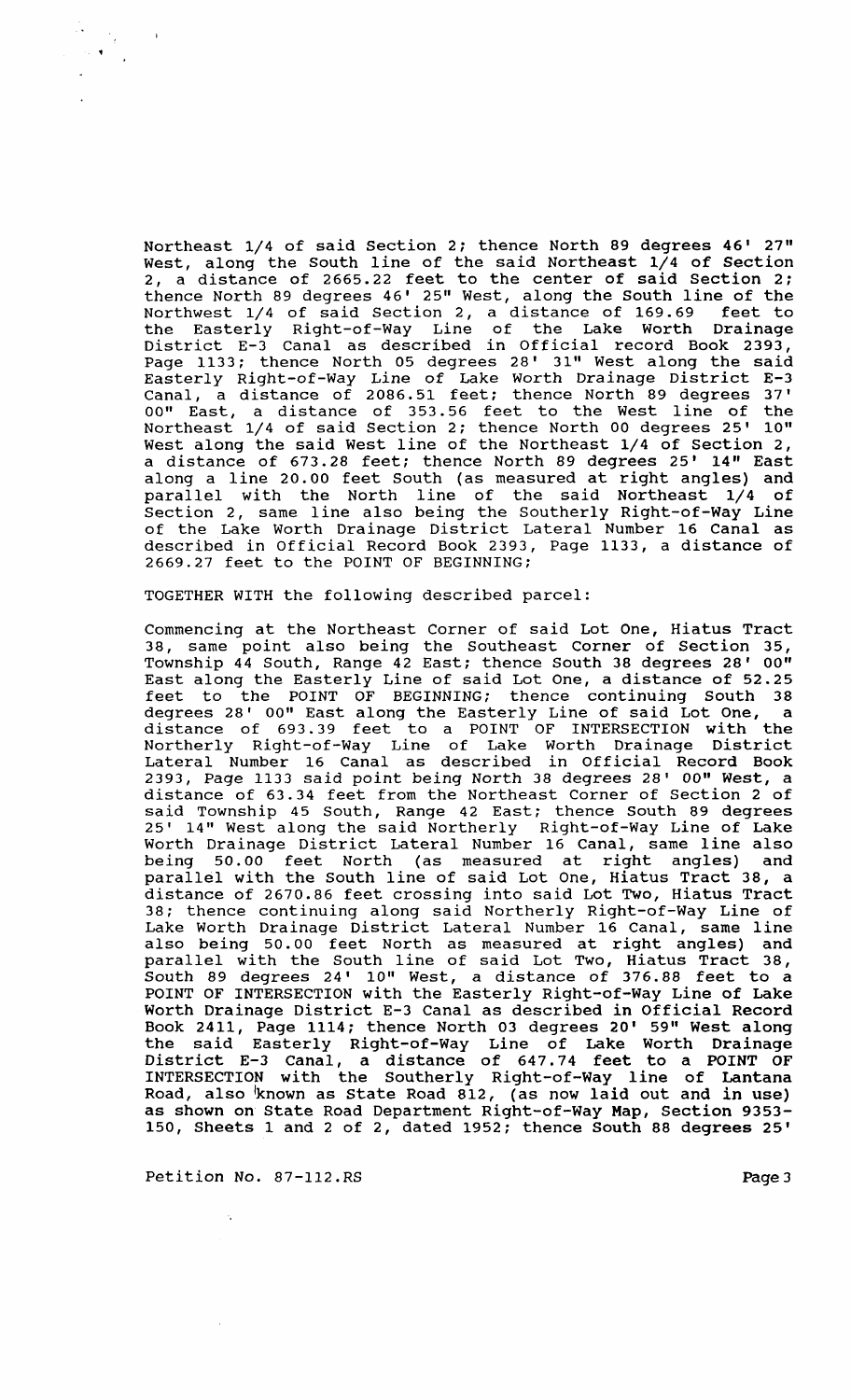Northeast 1/4 of said Section 2; thence North 89 degrees 46' 27" West, along the South line of the said Northeast 1/4 of Section 2, a distance of 2665.22 feet to the center of said Section 2; thence North 89 degrees 46' 25" West, along the South line of the Northwest 1/4 of said Section 2, a distance of 169.69 feet to the Easterly Right-of-Way Line of the Lake Worth Drainage District E-3 Canal as described in Official record Book 2393, Page 1133; thence North 05 degrees 28' 31" West along the said Easterly Right-of-Way Line of Lake Worth Drainage District E-3 Canal, a distance of 2086.51 feet; thence North 89 degrees 37' 00" East, a distance of 353.56 feet to the West line of the Northeast 1/4 of said Section 2; thence North 00 degrees 25' 10" West along the said West line of the Northeast 1/4 of Section 2, a distance of 673.28 feet; thence North 89 degrees 25' 14" East along a line 20.00 feet South (as measured at right angles) and parallel with the North line of the said Northeast 1/4 of Section 2, same line also being the Southerly Right-of-Way Line of the Lake Worth Drainage District Lateral Number 16 Canal as described in Official Record Book 2393, Page 1133, a distance of 2669.27 feet to the POINT OF BEGINNING;

TOGETHER WITH the following described parcel:

Commencing at the Northeast Corner of said Lot One, Hiatus Tract 38, same point also being the Southeast Corner of Section 35, Township 44 South, Range 42 East; thence South 38 degrees 28' 00" East along the Easterly Line of said Lot One, a distance of 52.25 feet to the POINT OF BEGINNING; thence continuing South 38 degrees 28' 00" East along the Easterly Line of said Lot One, a distance of 693.39 feet to a POINT OF INTERSECTION with the Northerly Right-of-Way Line of Lake Worth Drainage District Lateral Number 16 Canal as described in Official Record Book 2393, Page 1133 said point being North 38 degrees 28' 00" West, a distance of 63.34 feet from the Northeast Corner of Section 2 of said Township 45 South, Range 42 East; thence South 89 degrees 25' 14" West along the said Northerly Right-of-Way Line of Lake Worth Drainage District Lateral Number 16 Canal, same line also being 50.00 feet North (as measured at right angles) and parallel with the South line of said Lot One, Hiatus Tract 38, a distance of 2670.86 feet crossing into said Lot Two, Hiatus Tract 38; thence continuing along said Northerly Right-of-Way Line of Lake Worth Drainage District Lateral Number 16 Canal, same line also being 50.00 feet North as measured at right angles) and parallel with the South line of said Lot Two, Hiatus Tract 38, South 89 degrees 24' 10" West, a distance of 376.88 feet to a POINT OF INTERSECTION with the Easterly Right-of-Way Line of Lake Worth Drainage District E-3 Canal as described in Official Record Book 2411, Page 1114; thence North 03 degrees 20' 59" West along the said Easterly Right-of-Way Line of Lake Worth Drainage District E-3 Canal, a distance of 647.74 feet to a POINT OF INTERSECTION with the Southerly Right-of-Way line of Lantana Road, also known as State Road 812, (as now laid out and in use) as shown on State Road Department Right-of-Way Map, Section 9353-150, Sheets 1 and 2 of 2, dated 1952; thence South 88 degrees 25'

Petition No. 87-112.RS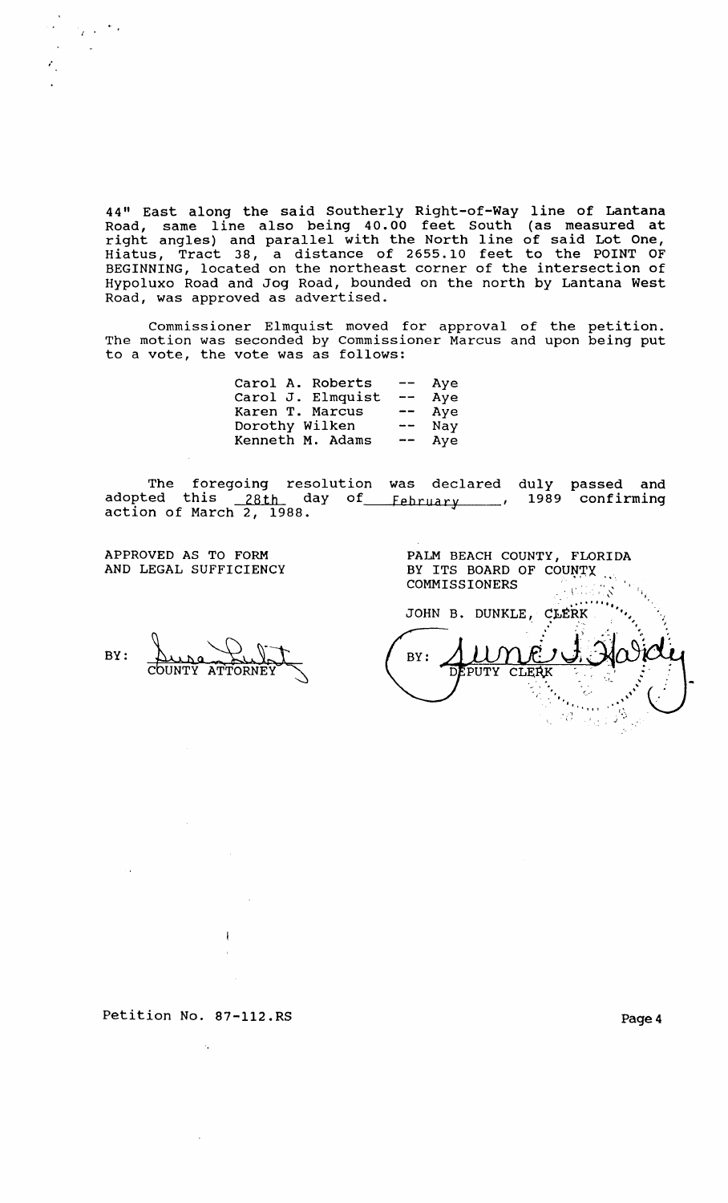44" East along the said Southerly Right-of-Way line of Lantana Road, same line also being 40.00 feet South (as measured at right angles) and parallel with the North line of said Lot One, Hiatus, Tract 38, a distance of 2655.10 feet to the POINT OF BEGINNING, located on the northeast corner of the intersection of Hypoluxo Road and Jog Road, bounded on the north by Lantana West Road, was approved as advertised.

Commissioner Elmquist moved for approval of the petition. The motion was seconded by Commissioner Marcus and upon being put to a vote, the vote was as follows:

| | | |
|---|---|---|
| Carol A. Roberts | -- | Aye |
| Carol J. Elmquist | -- | Aye |
| Karen T. Marcus | -- | Aye |
| Dorothy Wilken | -- | Nay |
| Kenneth M. Adams | -- | Aye |

The foregoing resolution was declared duly passed and adopted this 28th day of February, 1989 confirming action of March 2, 1988.

APPROVED AS TO FORM
AND LEGAL SUFFICIENCY

BY: COUNTY ATTORNEY

PALM BEACH COUNTY, FLORIDA
BY ITS BOARD OF COUNTY
COMMISSIONERS

JOHN B. DUNKLE, CLERK

BY: DEPUTY CLERK

Petition No. 87-112.RS